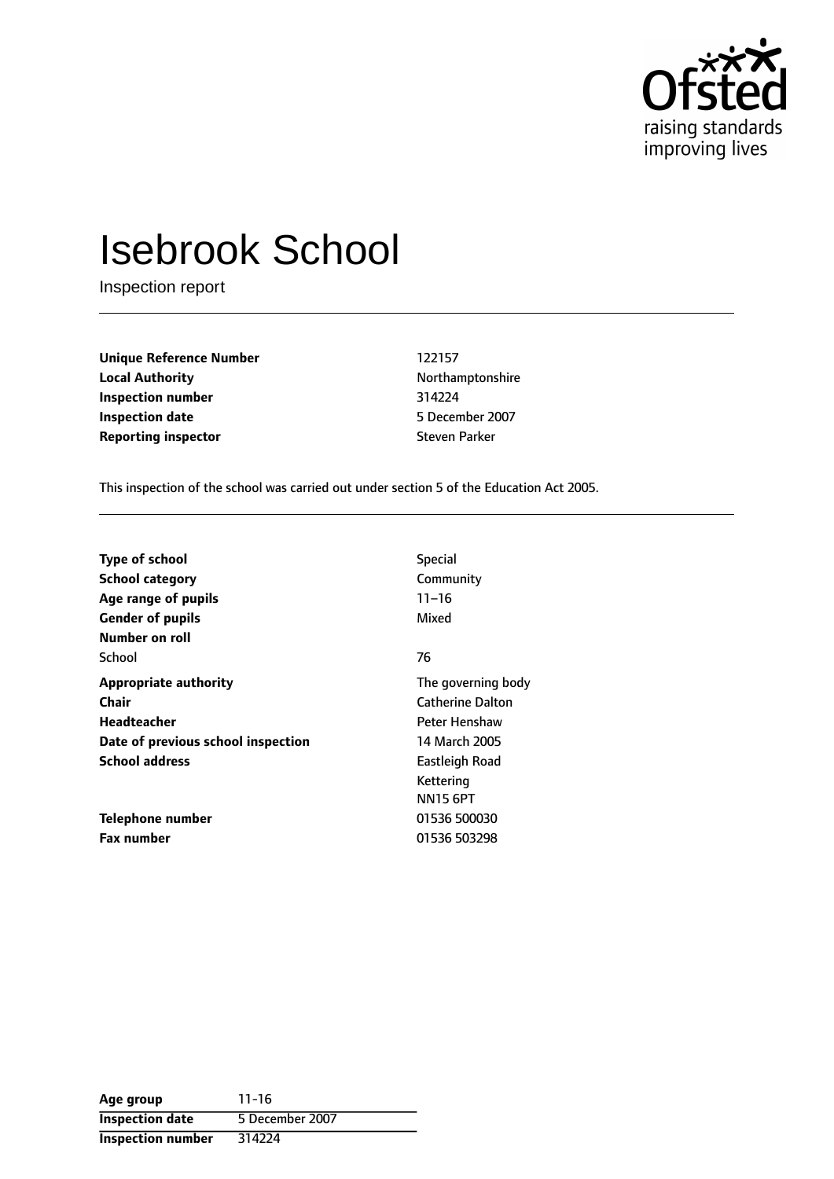# Isebrook School

Inspection report

| | |
|---|---|
| **Unique Reference Number** | 122157 |
| **Local Authority** | Northamptonshire |
| **Inspection number** | 314224 |
| **Inspection date** | 5 December 2007 |
| **Reporting inspector** | Steven Parker |

This inspection of the school was carried out under section 5 of the Education Act 2005.

| | |
|---|---|
| **Type of school** | Special |
| **School category** | Community |
| **Age range of pupils** | 11–16 |
| **Gender of pupils** | Mixed |
| **Number on roll** | |
| School | 76 |
| **Appropriate authority** | The governing body |
| **Chair** | Catherine Dalton |
| **Headteacher** | Peter Henshaw |
| **Date of previous school inspection** | 14 March 2005 |
| **School address** | Eastleigh Road<br>Kettering<br>NN15 6PT |
| **Telephone number** | 01536 500030 |
| **Fax number** | 01536 503298 |

| | |
|---|---|
| **Age group** | 11-16 |
| **Inspection date** | 5 December 2007 |
| **Inspection number** | 314224 |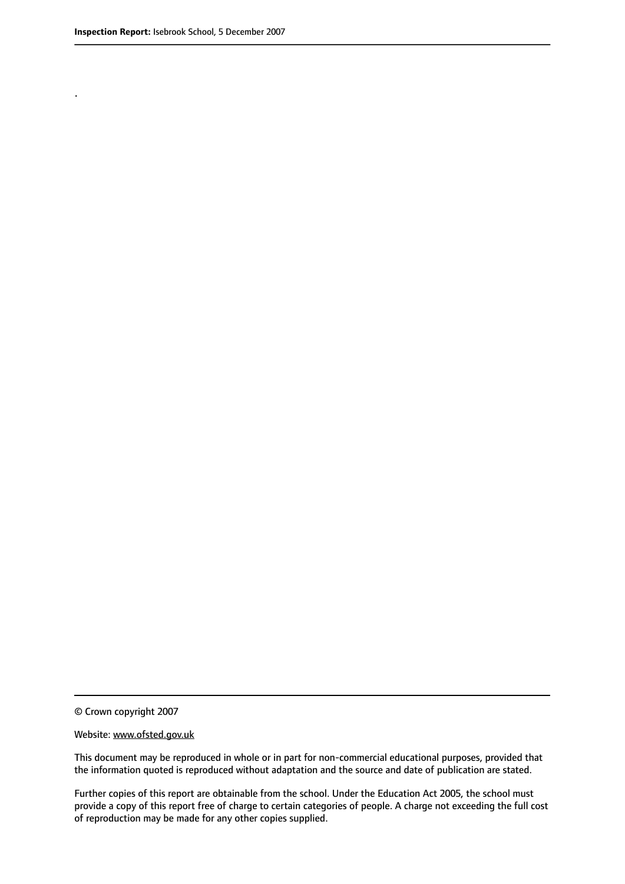.

© Crown copyright 2007

Website: www.ofsted.gov.uk

This document may be reproduced in whole or in part for non-commercial educational purposes, provided that the information quoted is reproduced without adaptation and the source and date of publication are stated.

Further copies of this report are obtainable from the school. Under the Education Act 2005, the school must provide a copy of this report free of charge to certain categories of people. A charge not exceeding the full cost of reproduction may be made for any other copies supplied.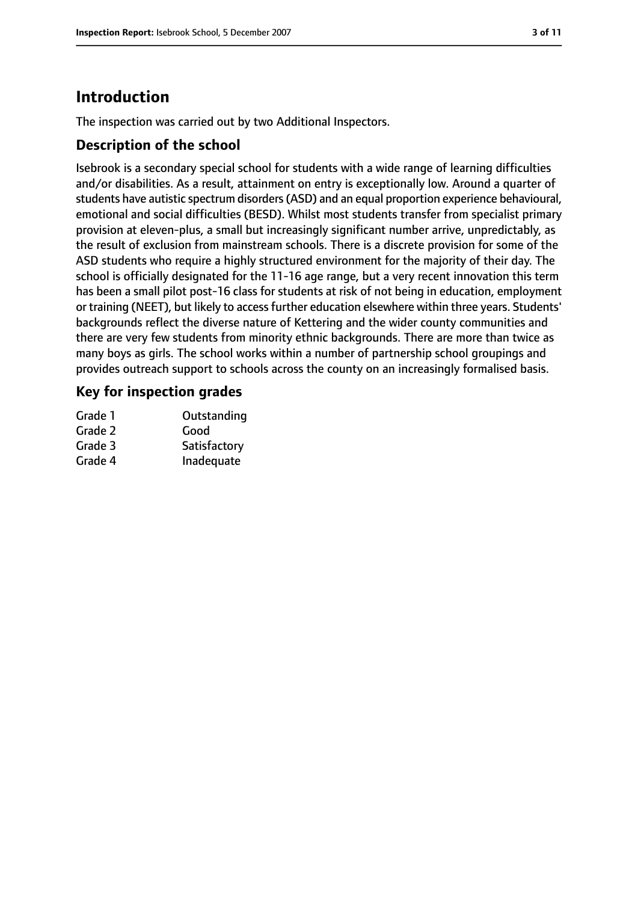## Introduction

The inspection was carried out by two Additional Inspectors.

### Description of the school

Isebrook is a secondary special school for students with a wide range of learning difficulties and/or disabilities. As a result, attainment on entry is exceptionally low. Around a quarter of students have autistic spectrum disorders (ASD) and an equal proportion experience behavioural, emotional and social difficulties (BESD). Whilst most students transfer from specialist primary provision at eleven-plus, a small but increasingly significant number arrive, unpredictably, as the result of exclusion from mainstream schools. There is a discrete provision for some of the ASD students who require a highly structured environment for the majority of their day. The school is officially designated for the 11-16 age range, but a very recent innovation this term has been a small pilot post-16 class for students at risk of not being in education, employment or training (NEET), but likely to access further education elsewhere within three years. Students' backgrounds reflect the diverse nature of Kettering and the wider county communities and there are very few students from minority ethnic backgrounds. There are more than twice as many boys as girls. The school works within a number of partnership school groupings and provides outreach support to schools across the county on an increasingly formalised basis.

### Key for inspection grades

| | |
|---|---|
| Grade 1 | Outstanding |
| Grade 2 | Good |
| Grade 3 | Satisfactory |
| Grade 4 | Inadequate |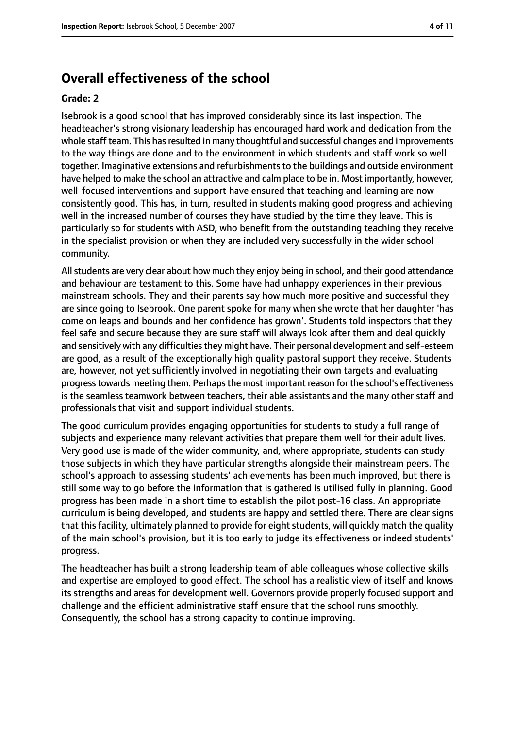## Overall effectiveness of the school

**Grade: 2**

Isebrook is a good school that has improved considerably since its last inspection. The headteacher's strong visionary leadership has encouraged hard work and dedication from the whole staff team. This has resulted in many thoughtful and successful changes and improvements to the way things are done and to the environment in which students and staff work so well together. Imaginative extensions and refurbishments to the buildings and outside environment have helped to make the school an attractive and calm place to be in. Most importantly, however, well-focused interventions and support have ensured that teaching and learning are now consistently good. This has, in turn, resulted in students making good progress and achieving well in the increased number of courses they have studied by the time they leave. This is particularly so for students with ASD, who benefit from the outstanding teaching they receive in the specialist provision or when they are included very successfully in the wider school community.

All students are very clear about how much they enjoy being in school, and their good attendance and behaviour are testament to this. Some have had unhappy experiences in their previous mainstream schools. They and their parents say how much more positive and successful they are since going to Isebrook. One parent spoke for many when she wrote that her daughter 'has come on leaps and bounds and her confidence has grown'. Students told inspectors that they feel safe and secure because they are sure staff will always look after them and deal quickly and sensitively with any difficulties they might have. Their personal development and self-esteem are good, as a result of the exceptionally high quality pastoral support they receive. Students are, however, not yet sufficiently involved in negotiating their own targets and evaluating progress towards meeting them. Perhaps the most important reason for the school's effectiveness is the seamless teamwork between teachers, their able assistants and the many other staff and professionals that visit and support individual students.

The good curriculum provides engaging opportunities for students to study a full range of subjects and experience many relevant activities that prepare them well for their adult lives. Very good use is made of the wider community, and, where appropriate, students can study those subjects in which they have particular strengths alongside their mainstream peers. The school's approach to assessing students' achievements has been much improved, but there is still some way to go before the information that is gathered is utilised fully in planning. Good progress has been made in a short time to establish the pilot post-16 class. An appropriate curriculum is being developed, and students are happy and settled there. There are clear signs that this facility, ultimately planned to provide for eight students, will quickly match the quality of the main school's provision, but it is too early to judge its effectiveness or indeed students' progress.

The headteacher has built a strong leadership team of able colleagues whose collective skills and expertise are employed to good effect. The school has a realistic view of itself and knows its strengths and areas for development well. Governors provide properly focused support and challenge and the efficient administrative staff ensure that the school runs smoothly. Consequently, the school has a strong capacity to continue improving.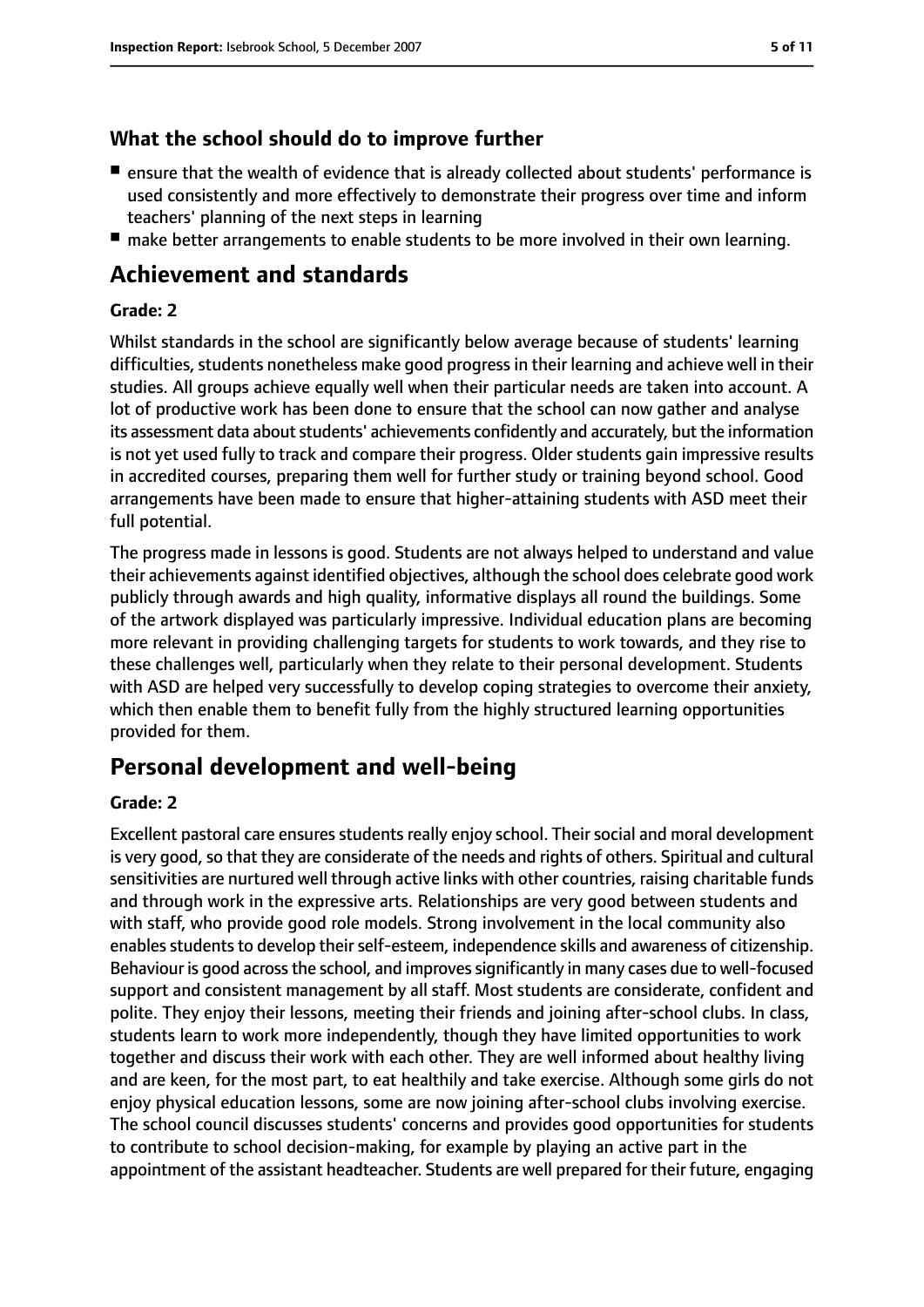## What the school should do to improve further

- ensure that the wealth of evidence that is already collected about students' performance is used consistently and more effectively to demonstrate their progress over time and inform teachers' planning of the next steps in learning
- make better arrangements to enable students to be more involved in their own learning.

# Achievement and standards

**Grade: 2**

Whilst standards in the school are significantly below average because of students' learning difficulties, students nonetheless make good progress in their learning and achieve well in their studies. All groups achieve equally well when their particular needs are taken into account. A lot of productive work has been done to ensure that the school can now gather and analyse its assessment data about students' achievements confidently and accurately, but the information is not yet used fully to track and compare their progress. Older students gain impressive results in accredited courses, preparing them well for further study or training beyond school. Good arrangements have been made to ensure that higher-attaining students with ASD meet their full potential.

The progress made in lessons is good. Students are not always helped to understand and value their achievements against identified objectives, although the school does celebrate good work publicly through awards and high quality, informative displays all round the buildings. Some of the artwork displayed was particularly impressive. Individual education plans are becoming more relevant in providing challenging targets for students to work towards, and they rise to these challenges well, particularly when they relate to their personal development. Students with ASD are helped very successfully to develop coping strategies to overcome their anxiety, which then enable them to benefit fully from the highly structured learning opportunities provided for them.

# Personal development and well-being

**Grade: 2**

Excellent pastoral care ensures students really enjoy school. Their social and moral development is very good, so that they are considerate of the needs and rights of others. Spiritual and cultural sensitivities are nurtured well through active links with other countries, raising charitable funds and through work in the expressive arts. Relationships are very good between students and with staff, who provide good role models. Strong involvement in the local community also enables students to develop their self-esteem, independence skills and awareness of citizenship. Behaviour is good across the school, and improves significantly in many cases due to well-focused support and consistent management by all staff. Most students are considerate, confident and polite. They enjoy their lessons, meeting their friends and joining after-school clubs. In class, students learn to work more independently, though they have limited opportunities to work together and discuss their work with each other. They are well informed about healthy living and are keen, for the most part, to eat healthily and take exercise. Although some girls do not enjoy physical education lessons, some are now joining after-school clubs involving exercise. The school council discusses students' concerns and provides good opportunities for students to contribute to school decision-making, for example by playing an active part in the appointment of the assistant headteacher. Students are well prepared for their future, engaging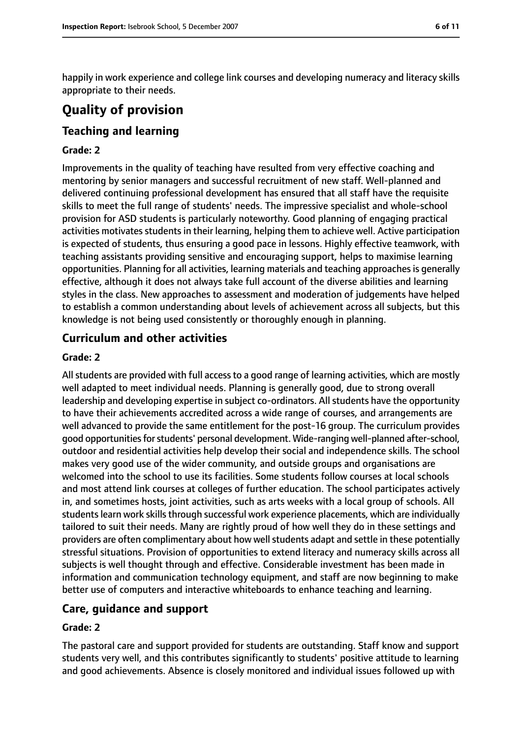happily in work experience and college link courses and developing numeracy and literacy skills appropriate to their needs.

# Quality of provision

## Teaching and learning

### Grade: 2

Improvements in the quality of teaching have resulted from very effective coaching and mentoring by senior managers and successful recruitment of new staff. Well-planned and delivered continuing professional development has ensured that all staff have the requisite skills to meet the full range of students' needs. The impressive specialist and whole-school provision for ASD students is particularly noteworthy. Good planning of engaging practical activities motivates students in their learning, helping them to achieve well. Active participation is expected of students, thus ensuring a good pace in lessons. Highly effective teamwork, with teaching assistants providing sensitive and encouraging support, helps to maximise learning opportunities. Planning for all activities, learning materials and teaching approaches is generally effective, although it does not always take full account of the diverse abilities and learning styles in the class. New approaches to assessment and moderation of judgements have helped to establish a common understanding about levels of achievement across all subjects, but this knowledge is not being used consistently or thoroughly enough in planning.

## Curriculum and other activities

### Grade: 2

All students are provided with full access to a good range of learning activities, which are mostly well adapted to meet individual needs. Planning is generally good, due to strong overall leadership and developing expertise in subject co-ordinators. All students have the opportunity to have their achievements accredited across a wide range of courses, and arrangements are well advanced to provide the same entitlement for the post-16 group. The curriculum provides good opportunities for students' personal development. Wide-ranging well-planned after-school, outdoor and residential activities help develop their social and independence skills. The school makes very good use of the wider community, and outside groups and organisations are welcomed into the school to use its facilities. Some students follow courses at local schools and most attend link courses at colleges of further education. The school participates actively in, and sometimes hosts, joint activities, such as arts weeks with a local group of schools. All students learn work skills through successful work experience placements, which are individually tailored to suit their needs. Many are rightly proud of how well they do in these settings and providers are often complimentary about how well students adapt and settle in these potentially stressful situations. Provision of opportunities to extend literacy and numeracy skills across all subjects is well thought through and effective. Considerable investment has been made in information and communication technology equipment, and staff are now beginning to make better use of computers and interactive whiteboards to enhance teaching and learning.

## Care, guidance and support

### Grade: 2

The pastoral care and support provided for students are outstanding. Staff know and support students very well, and this contributes significantly to students' positive attitude to learning and good achievements. Absence is closely monitored and individual issues followed up with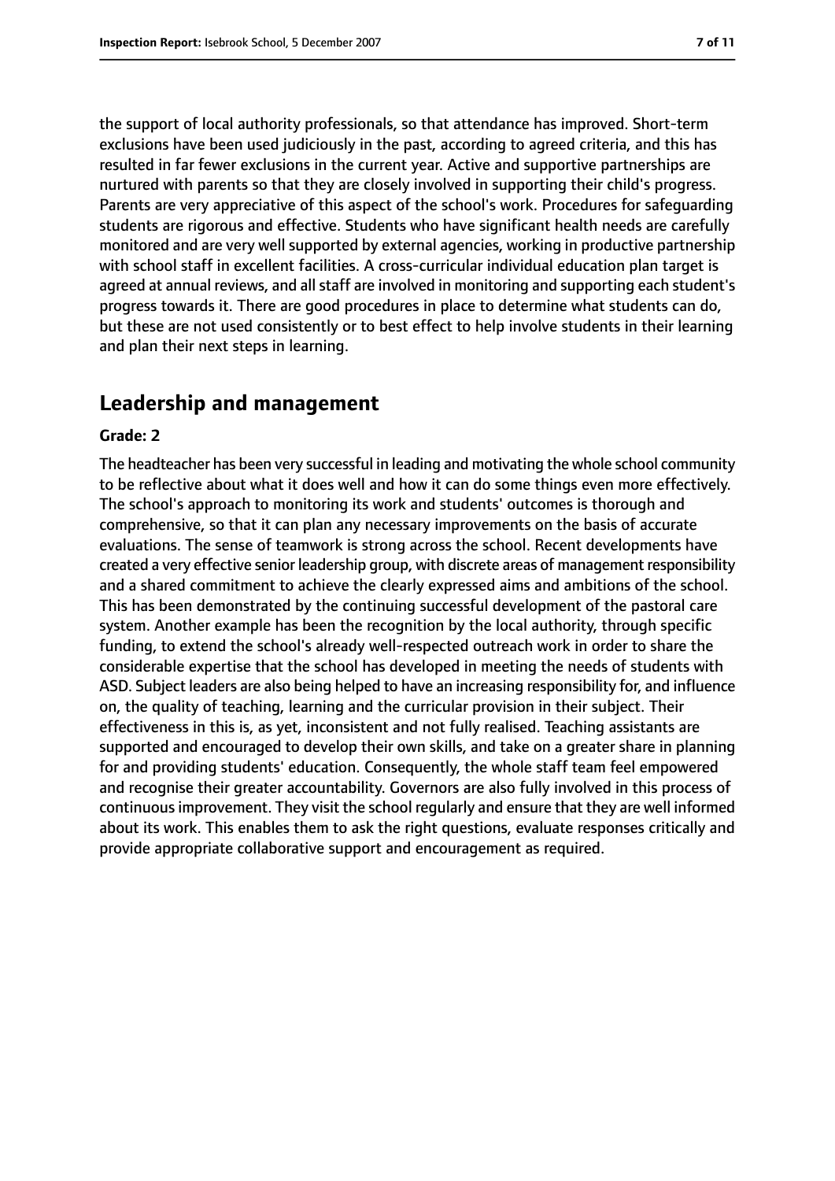the support of local authority professionals, so that attendance has improved. Short-term exclusions have been used judiciously in the past, according to agreed criteria, and this has resulted in far fewer exclusions in the current year. Active and supportive partnerships are nurtured with parents so that they are closely involved in supporting their child's progress. Parents are very appreciative of this aspect of the school's work. Procedures for safeguarding students are rigorous and effective. Students who have significant health needs are carefully monitored and are very well supported by external agencies, working in productive partnership with school staff in excellent facilities. A cross-curricular individual education plan target is agreed at annual reviews, and all staff are involved in monitoring and supporting each student's progress towards it. There are good procedures in place to determine what students can do, but these are not used consistently or to best effect to help involve students in their learning and plan their next steps in learning.

## Leadership and management

**Grade: 2**

The headteacher has been very successful in leading and motivating the whole school community to be reflective about what it does well and how it can do some things even more effectively. The school's approach to monitoring its work and students' outcomes is thorough and comprehensive, so that it can plan any necessary improvements on the basis of accurate evaluations. The sense of teamwork is strong across the school. Recent developments have created a very effective senior leadership group, with discrete areas of management responsibility and a shared commitment to achieve the clearly expressed aims and ambitions of the school. This has been demonstrated by the continuing successful development of the pastoral care system. Another example has been the recognition by the local authority, through specific funding, to extend the school's already well-respected outreach work in order to share the considerable expertise that the school has developed in meeting the needs of students with ASD. Subject leaders are also being helped to have an increasing responsibility for, and influence on, the quality of teaching, learning and the curricular provision in their subject. Their effectiveness in this is, as yet, inconsistent and not fully realised. Teaching assistants are supported and encouraged to develop their own skills, and take on a greater share in planning for and providing students' education. Consequently, the whole staff team feel empowered and recognise their greater accountability. Governors are also fully involved in this process of continuous improvement. They visit the school regularly and ensure that they are well informed about its work. This enables them to ask the right questions, evaluate responses critically and provide appropriate collaborative support and encouragement as required.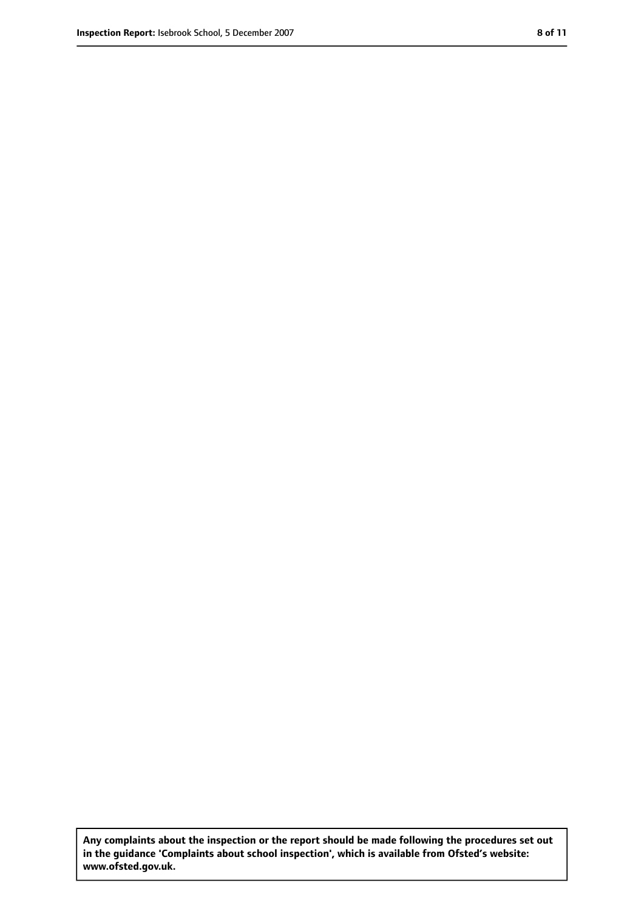**Any complaints about the inspection or the report should be made following the procedures set out in the guidance 'Complaints about school inspection', which is available from Ofsted's website: www.ofsted.gov.uk.**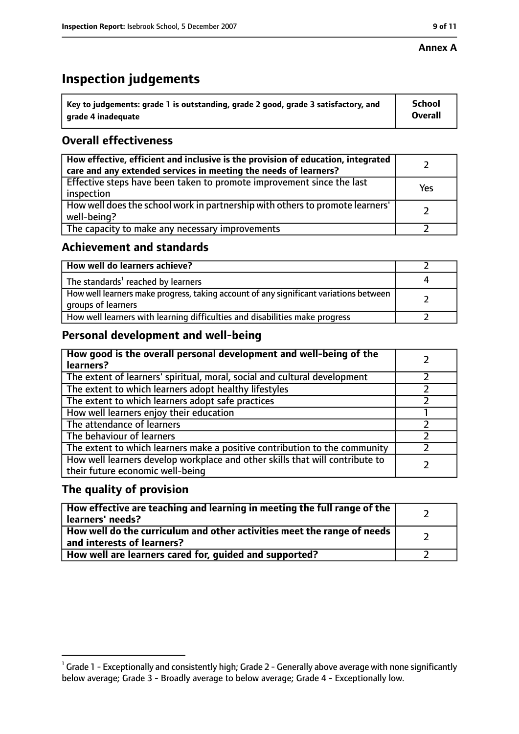**Annex A**

# Inspection judgements

| Key to judgements: grade 1 is outstanding, grade 2 good, grade 3 satisfactory, and grade 4 inadequate | School Overall |
|---|---|

## Overall effectiveness

| | |
|---|---|
| **How effective, efficient and inclusive is the provision of education, integrated care and any extended services in meeting the needs of learners?** | 2 |
| Effective steps have been taken to promote improvement since the last inspection | Yes |
| How well does the school work in partnership with others to promote learners' well-being? | 2 |
| The capacity to make any necessary improvements | 2 |

## Achievement and standards

| | |
|---|---|
| **How well do learners achieve?** | 2 |
| The standards[1] reached by learners | 4 |
| How well learners make progress, taking account of any significant variations between groups of learners | 2 |
| How well learners with learning difficulties and disabilities make progress | 2 |

## Personal development and well-being

| | |
|---|---|
| **How good is the overall personal development and well-being of the learners?** | 2 |
| The extent of learners' spiritual, moral, social and cultural development | 2 |
| The extent to which learners adopt healthy lifestyles | 2 |
| The extent to which learners adopt safe practices | 2 |
| How well learners enjoy their education | 1 |
| The attendance of learners | 2 |
| The behaviour of learners | 2 |
| The extent to which learners make a positive contribution to the community | 2 |
| How well learners develop workplace and other skills that will contribute to their future economic well-being | 2 |

## The quality of provision

| | |
|---|---|
| **How effective are teaching and learning in meeting the full range of the learners' needs?** | 2 |
| **How well do the curriculum and other activities meet the range of needs and interests of learners?** | 2 |
| **How well are learners cared for, guided and supported?** | 2 |

[1] Grade 1 - Exceptionally and consistently high; Grade 2 - Generally above average with none significantly below average; Grade 3 - Broadly average to below average; Grade 4 - Exceptionally low.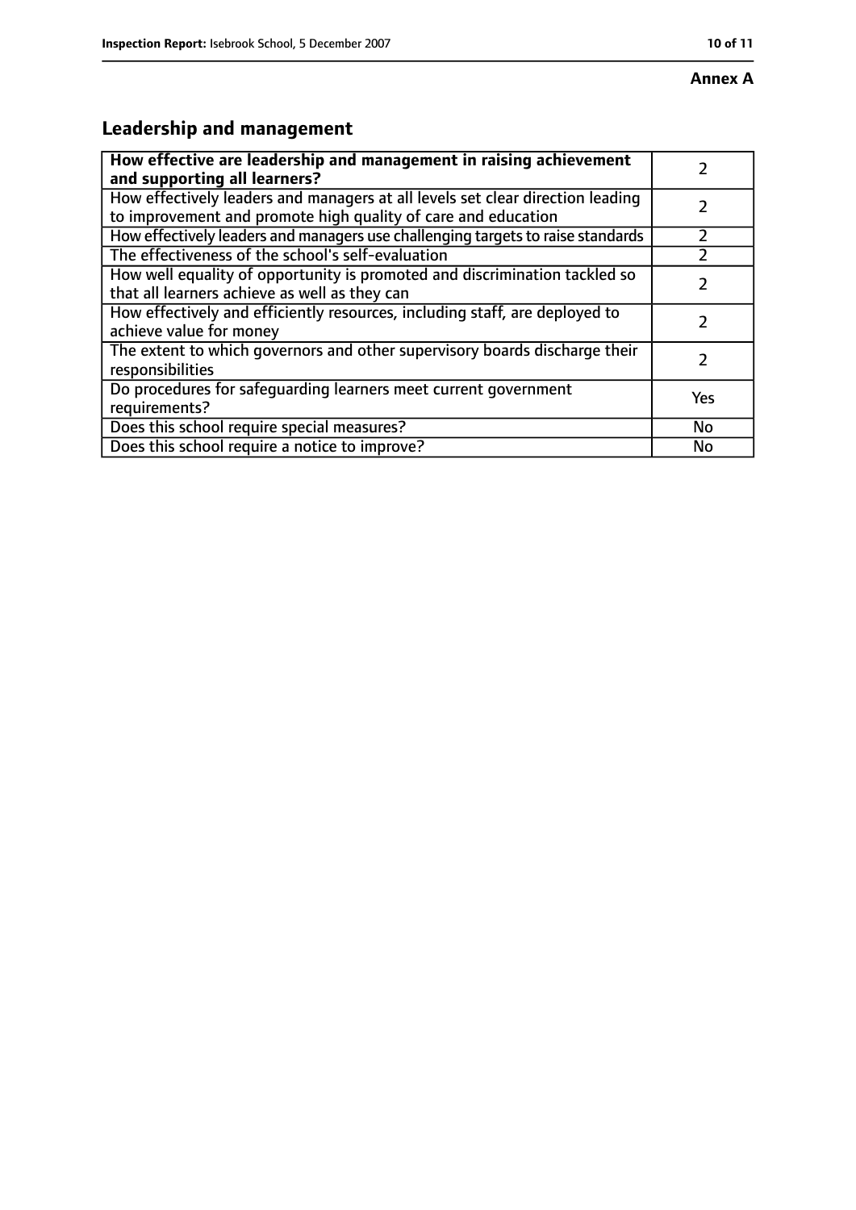**Annex A**

## Leadership and management

| **How effective are leadership and management in raising achievement and supporting all learners?** | 2 |
|---|---|
| How effectively leaders and managers at all levels set clear direction leading to improvement and promote high quality of care and education | 2 |
| How effectively leaders and managers use challenging targets to raise standards | 2 |
| The effectiveness of the school's self-evaluation | 2 |
| How well equality of opportunity is promoted and discrimination tackled so that all learners achieve as well as they can | 2 |
| How effectively and efficiently resources, including staff, are deployed to achieve value for money | 2 |
| The extent to which governors and other supervisory boards discharge their responsibilities | 2 |
| Do procedures for safeguarding learners meet current government requirements? | Yes |
| Does this school require special measures? | No |
| Does this school require a notice to improve? | No |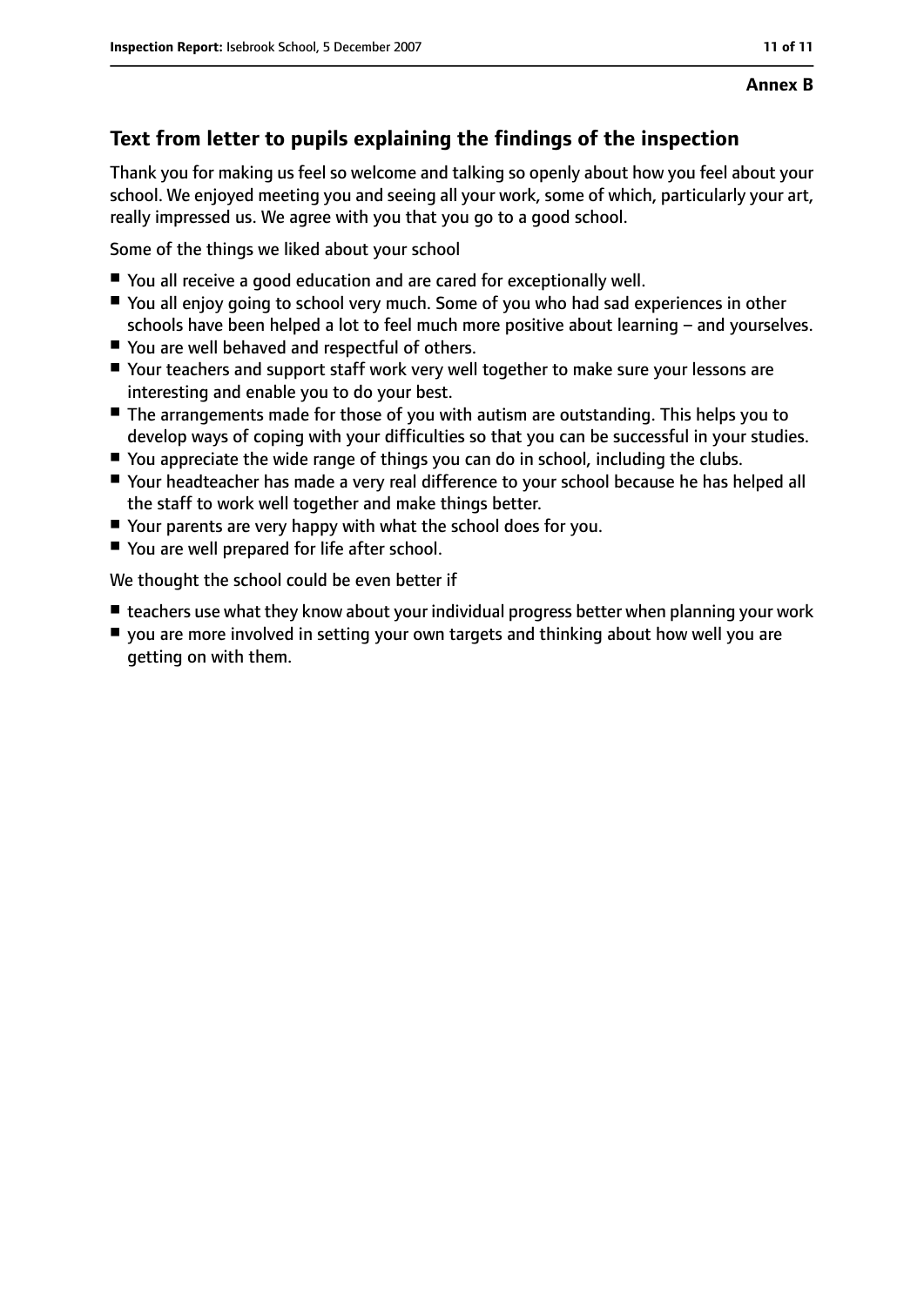**Annex B**

## Text from letter to pupils explaining the findings of the inspection

Thank you for making us feel so welcome and talking so openly about how you feel about your school. We enjoyed meeting you and seeing all your work, some of which, particularly your art, really impressed us. We agree with you that you go to a good school.

Some of the things we liked about your school

- You all receive a good education and are cared for exceptionally well.
- You all enjoy going to school very much. Some of you who had sad experiences in other schools have been helped a lot to feel much more positive about learning – and yourselves.
- You are well behaved and respectful of others.
- Your teachers and support staff work very well together to make sure your lessons are interesting and enable you to do your best.
- The arrangements made for those of you with autism are outstanding. This helps you to develop ways of coping with your difficulties so that you can be successful in your studies.
- You appreciate the wide range of things you can do in school, including the clubs.
- Your headteacher has made a very real difference to your school because he has helped all the staff to work well together and make things better.
- Your parents are very happy with what the school does for you.
- You are well prepared for life after school.

We thought the school could be even better if

- teachers use what they know about your individual progress better when planning your work
- you are more involved in setting your own targets and thinking about how well you are getting on with them.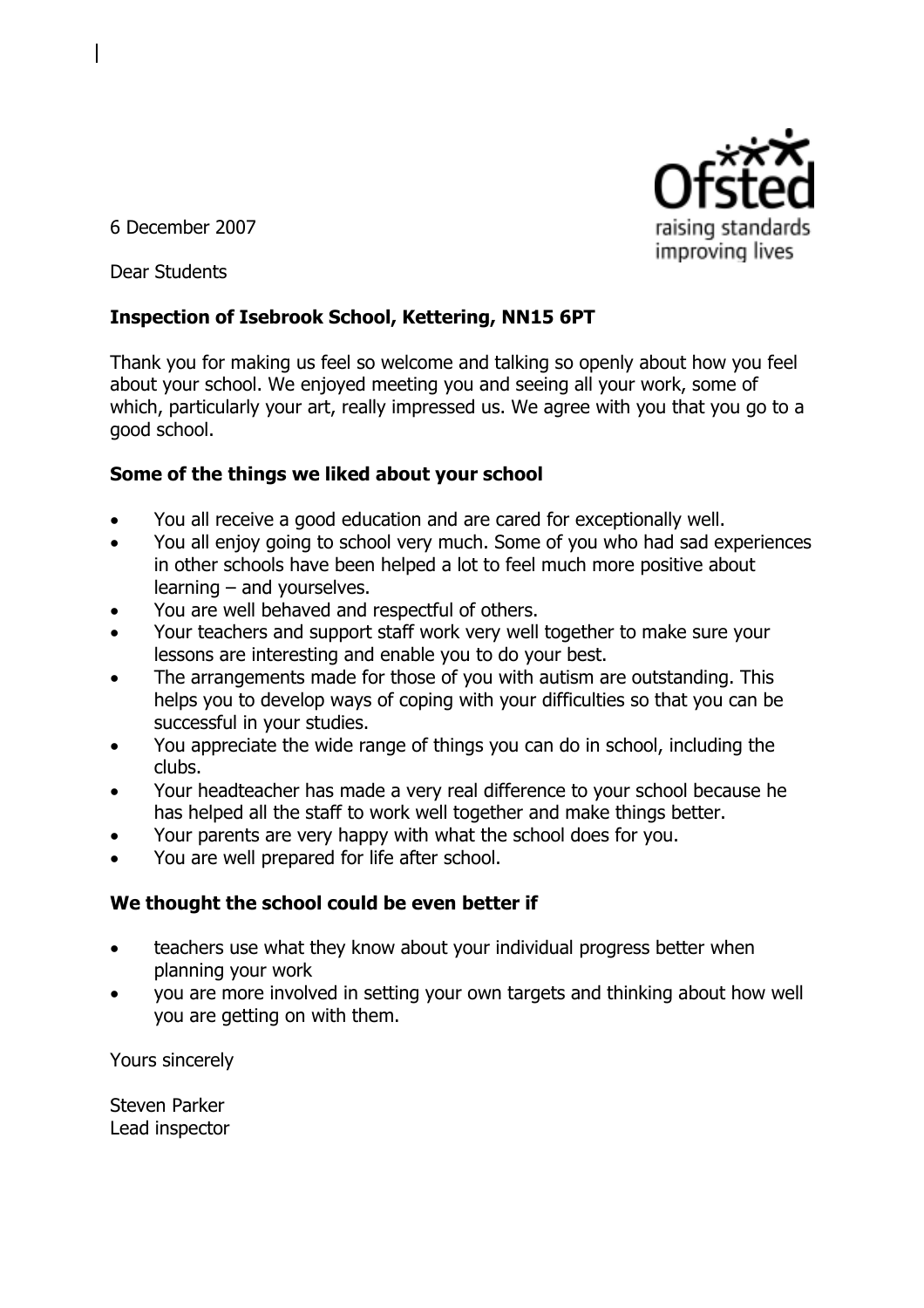6 December 2007

Dear Students

**Inspection of Isebrook School, Kettering, NN15 6PT**

Thank you for making us feel so welcome and talking so openly about how you feel about your school. We enjoyed meeting you and seeing all your work, some of which, particularly your art, really impressed us. We agree with you that you go to a good school.

**Some of the things we liked about your school**

- You all receive a good education and are cared for exceptionally well.
- You all enjoy going to school very much. Some of you who had sad experiences in other schools have been helped a lot to feel much more positive about learning – and yourselves.
- You are well behaved and respectful of others.
- Your teachers and support staff work very well together to make sure your lessons are interesting and enable you to do your best.
- The arrangements made for those of you with autism are outstanding. This helps you to develop ways of coping with your difficulties so that you can be successful in your studies.
- You appreciate the wide range of things you can do in school, including the clubs.
- Your headteacher has made a very real difference to your school because he has helped all the staff to work well together and make things better.
- Your parents are very happy with what the school does for you.
- You are well prepared for life after school.

**We thought the school could be even better if**

- teachers use what they know about your individual progress better when planning your work
- you are more involved in setting your own targets and thinking about how well you are getting on with them.

Yours sincerely

Steven Parker
Lead inspector